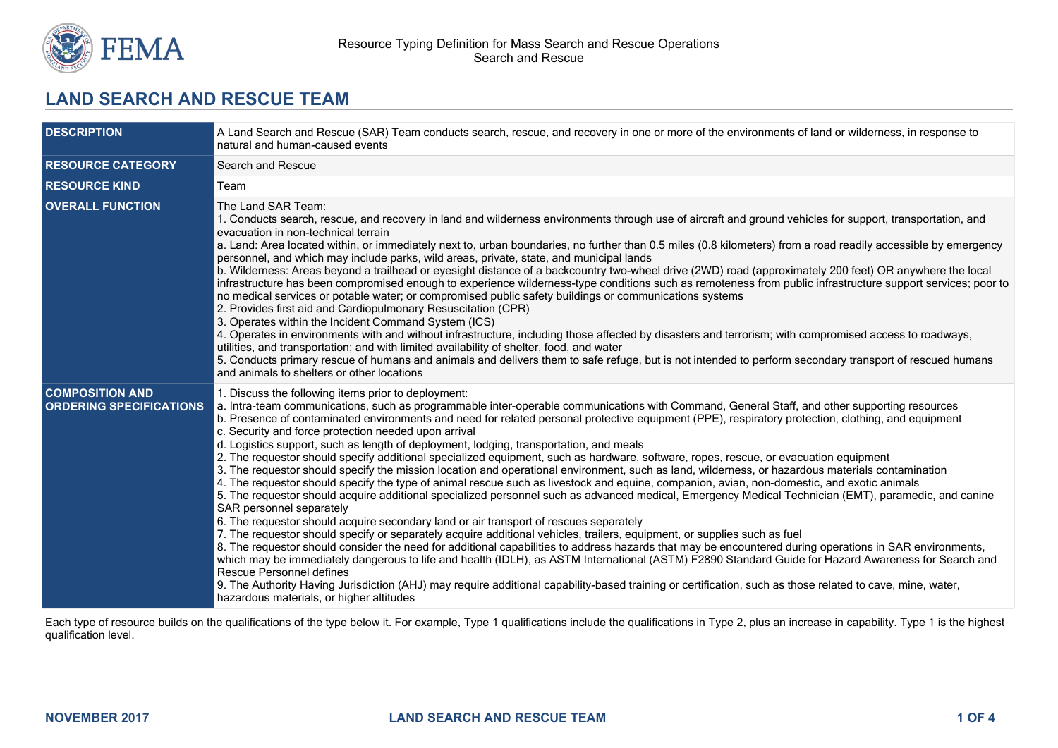## LAND SEARCH AND RESCUE TEAM

| | |
|---|---|
| **DESCRIPTION** | A Land Search and Rescue (SAR) Team conducts search, rescue, and recovery in one or more of the environments of land or wilderness, in response to natural and human-caused events |
| **RESOURCE CATEGORY** | Search and Rescue |
| **RESOURCE KIND** | Team |
| **OVERALL FUNCTION** | The Land SAR Team:<br>1. Conducts search, rescue, and recovery in land and wilderness environments through use of aircraft and ground vehicles for support, transportation, and evacuation in non-technical terrain<br>a. Land: Area located within, or immediately next to, urban boundaries, no further than 0.5 miles (0.8 kilometers) from a road readily accessible by emergency personnel, and which may include parks, wild areas, private, state, and municipal lands<br>b. Wilderness: Areas beyond a trailhead or eyesight distance of a backcountry two-wheel drive (2WD) road (approximately 200 feet) OR anywhere the local infrastructure has been compromised enough to experience wilderness-type conditions such as remoteness from public infrastructure support services; poor to no medical services or potable water; or compromised public safety buildings or communications systems<br>2. Provides first aid and Cardiopulmonary Resuscitation (CPR)<br>3. Operates within the Incident Command System (ICS)<br>4. Operates in environments with and without infrastructure, including those affected by disasters and terrorism; with compromised access to roadways, utilities, and transportation; and with limited availability of shelter, food, and water<br>5. Conducts primary rescue of humans and animals and delivers them to safe refuge, but is not intended to perform secondary transport of rescued humans and animals to shelters or other locations |
| **COMPOSITION AND ORDERING SPECIFICATIONS** | 1. Discuss the following items prior to deployment:<br>a. Intra-team communications, such as programmable inter-operable communications with Command, General Staff, and other supporting resources<br>b. Presence of contaminated environments and need for related personal protective equipment (PPE), respiratory protection, clothing, and equipment<br>c. Security and force protection needed upon arrival<br>d. Logistics support, such as length of deployment, lodging, transportation, and meals<br>2. The requestor should specify additional specialized equipment, such as hardware, software, ropes, rescue, or evacuation equipment<br>3. The requestor should specify the mission location and operational environment, such as land, wilderness, or hazardous materials contamination<br>4. The requestor should specify the type of animal rescue such as livestock and equine, companion, avian, non-domestic, and exotic animals<br>5. The requestor should acquire additional specialized personnel such as advanced medical, Emergency Medical Technician (EMT), paramedic, and canine SAR personnel separately<br>6. The requestor should acquire secondary land or air transport of rescues separately<br>7. The requestor should specify or separately acquire additional vehicles, trailers, equipment, or supplies such as fuel<br>8. The requestor should consider the need for additional capabilities to address hazards that may be encountered during operations in SAR environments, which may be immediately dangerous to life and health (IDLH), as ASTM International (ASTM) F2890 Standard Guide for Hazard Awareness for Search and Rescue Personnel defines<br>9. The Authority Having Jurisdiction (AHJ) may require additional capability-based training or certification, such as those related to cave, mine, water, hazardous materials, or higher altitudes |

Each type of resource builds on the qualifications of the type below it. For example, Type 1 qualifications include the qualifications in Type 2, plus an increase in capability. Type 1 is the highest qualification level.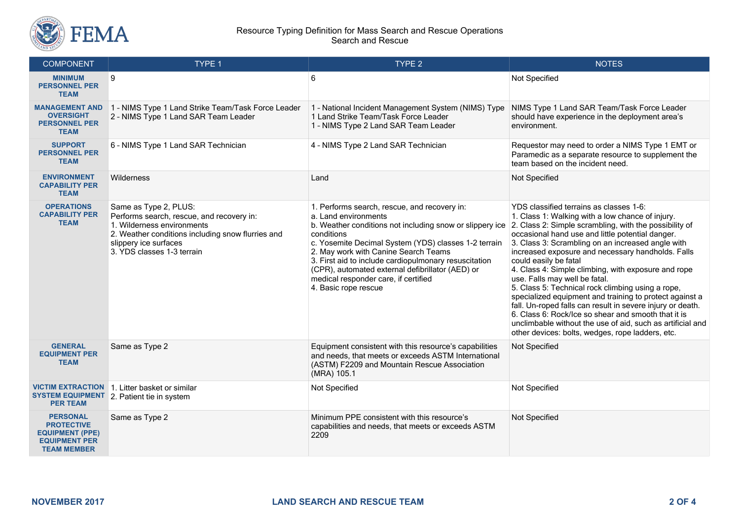| COMPONENT | TYPE 1 | TYPE 2 | NOTES |
|---|---|---|---|
| **MINIMUM PERSONNEL PER TEAM** | 9 | 6 | Not Specified |
| **MANAGEMENT AND OVERSIGHT PERSONNEL PER TEAM** | 1 - NIMS Type 1 Land Strike Team/Task Force Leader<br>2 - NIMS Type 1 Land SAR Team Leader | 1 - National Incident Management System (NIMS) Type 1 Land Strike Team/Task Force Leader<br>1 - NIMS Type 2 Land SAR Team Leader | NIMS Type 1 Land SAR Team/Task Force Leader should have experience in the deployment area's environment. |
| **SUPPORT PERSONNEL PER TEAM** | 6 - NIMS Type 1 Land SAR Technician | 4 - NIMS Type 2 Land SAR Technician | Requestor may need to order a NIMS Type 1 EMT or Paramedic as a separate resource to supplement the team based on the incident need. |
| **ENVIRONMENT CAPABILITY PER TEAM** | Wilderness | Land | Not Specified |
| **OPERATIONS CAPABILITY PER TEAM** | Same as Type 2, PLUS:<br>Performs search, rescue, and recovery in:<br>1. Wilderness environments<br>2. Weather conditions including snow flurries and slippery ice surfaces<br>3. YDS classes 1-3 terrain | 1. Performs search, rescue, and recovery in:<br>a. Land environments<br>b. Weather conditions not including snow or slippery ice conditions<br>c. Yosemite Decimal System (YDS) classes 1-2 terrain<br>2. May work with Canine Search Teams<br>3. First aid to include cardiopulmonary resuscitation (CPR), automated external defibrillator (AED) or medical responder care, if certified<br>4. Basic rope rescue | YDS classified terrains as classes 1-6:<br>1. Class 1: Walking with a low chance of injury.<br>2. Class 2: Simple scrambling, with the possibility of occasional hand use and little potential danger.<br>3. Class 3: Scrambling on an increased angle with increased exposure and necessary handholds. Falls could easily be fatal<br>4. Class 4: Simple climbing, with exposure and rope use. Falls may well be fatal.<br>5. Class 5: Technical rock climbing using a rope, specialized equipment and training to protect against a fall. Un-roped falls can result in severe injury or death.<br>6. Class 6: Rock/Ice so shear and smooth that it is unclimbable without the use of aid, such as artificial and other devices: bolts, wedges, rope ladders, etc. |
| **GENERAL EQUIPMENT PER TEAM** | Same as Type 2 | Equipment consistent with this resource's capabilities and needs, that meets or exceeds ASTM International (ASTM) F2209 and Mountain Rescue Association (MRA) 105.1 | Not Specified |
| **VICTIM EXTRACTION SYSTEM EQUIPMENT PER TEAM** | 1. Litter basket or similar<br>2. Patient tie in system | Not Specified | Not Specified |
| **PERSONAL PROTECTIVE EQUIPMENT (PPE) EQUIPMENT PER TEAM MEMBER** | Same as Type 2 | Minimum PPE consistent with this resource's capabilities and needs, that meets or exceeds ASTM 2209 | Not Specified |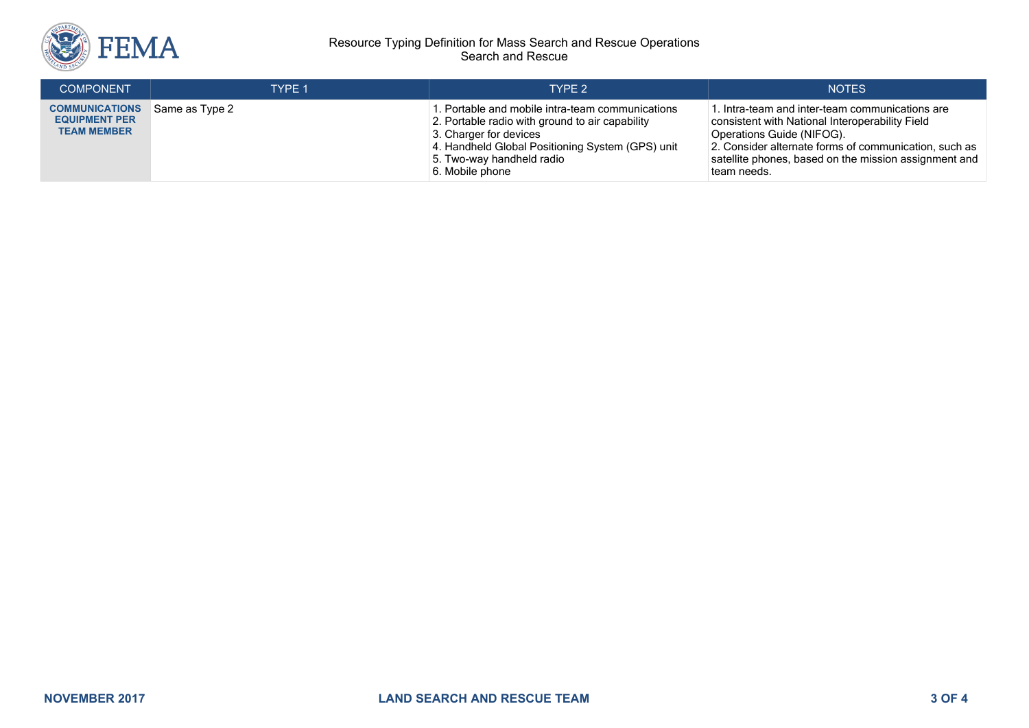| COMPONENT | TYPE 1 | TYPE 2 | NOTES |
|---|---|---|---|
| **COMMUNICATIONS EQUIPMENT PER TEAM MEMBER** | Same as Type 2 | 1. Portable and mobile intra-team communications<br>2. Portable radio with ground to air capability<br>3. Charger for devices<br>4. Handheld Global Positioning System (GPS) unit<br>5. Two-way handheld radio<br>6. Mobile phone | 1. Intra-team and inter-team communications are consistent with National Interoperability Field Operations Guide (NIFOG).<br>2. Consider alternate forms of communication, such as satellite phones, based on the mission assignment and team needs. |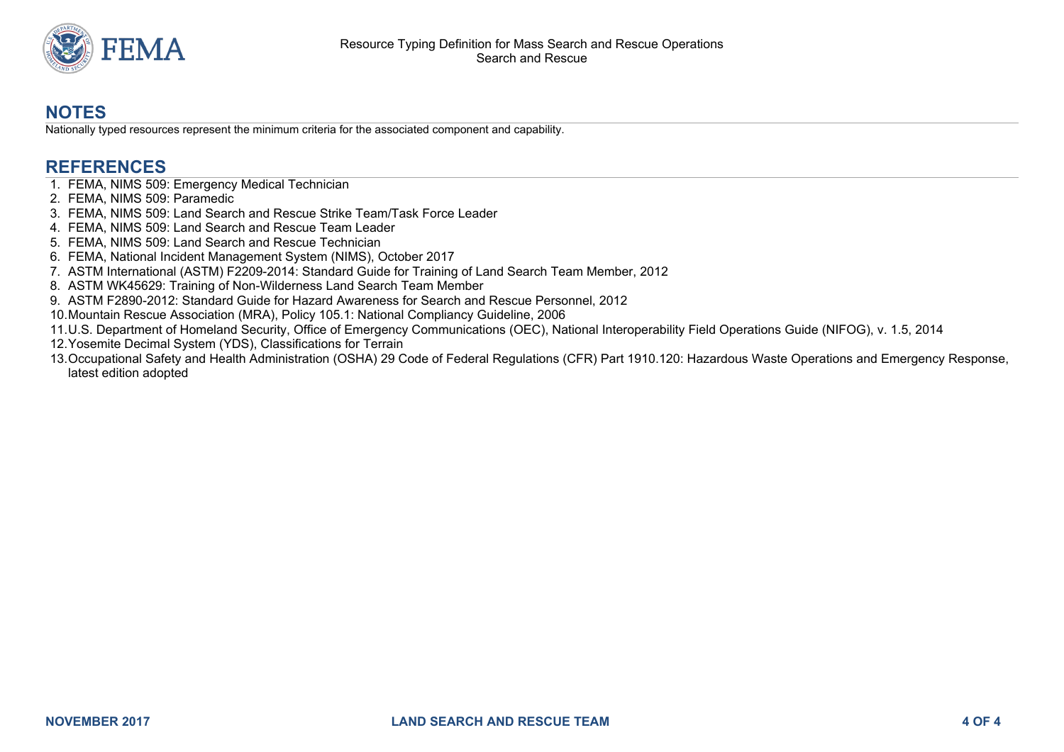## NOTES

Nationally typed resources represent the minimum criteria for the associated component and capability.

## REFERENCES

1. FEMA, NIMS 509: Emergency Medical Technician
2. FEMA, NIMS 509: Paramedic
3. FEMA, NIMS 509: Land Search and Rescue Strike Team/Task Force Leader
4. FEMA, NIMS 509: Land Search and Rescue Team Leader
5. FEMA, NIMS 509: Land Search and Rescue Technician
6. FEMA, National Incident Management System (NIMS), October 2017
7. ASTM International (ASTM) F2209-2014: Standard Guide for Training of Land Search Team Member, 2012
8. ASTM WK45629: Training of Non-Wilderness Land Search Team Member
9. ASTM F2890-2012: Standard Guide for Hazard Awareness for Search and Rescue Personnel, 2012
10. Mountain Rescue Association (MRA), Policy 105.1: National Compliancy Guideline, 2006
11. U.S. Department of Homeland Security, Office of Emergency Communications (OEC), National Interoperability Field Operations Guide (NIFOG), v. 1.5, 2014
12. Yosemite Decimal System (YDS), Classifications for Terrain
13. Occupational Safety and Health Administration (OSHA) 29 Code of Federal Regulations (CFR) Part 1910.120: Hazardous Waste Operations and Emergency Response, latest edition adopted